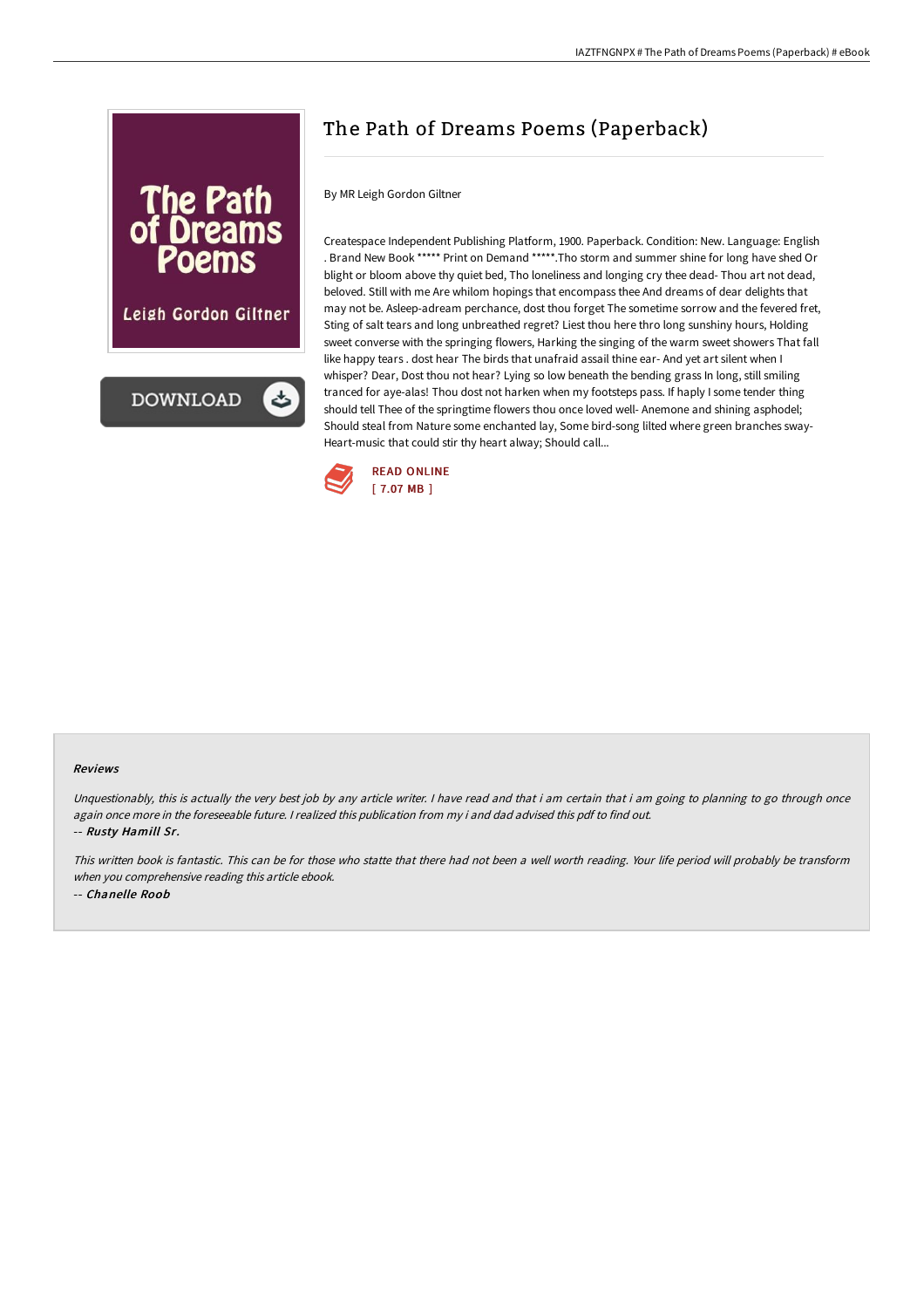# The Path of Dreams Poems (Paperback)

By MR Leigh Gordon Giltner

Createspace Independent Publishing Platform, 1900. Paperback. Condition: New. Language: English . Brand New Book ***** Print on Demand *****.Tho storm and summer shine for long have shed Or blight or bloom above thy quiet bed, Tho loneliness and longing cry thee dead- Thou art not dead, beloved. Still with me Are whilom hopings that encompass thee And dreams of dear delights that may not be. Asleep-adream perchance, dost thou forget The sometime sorrow and the fevered fret, Sting of salt tears and long unbreathed regret? Liest thou here thro long sunshiny hours, Holding sweet converse with the springing flowers, Harking the singing of the warm sweet showers That fall like happy tears . dost hear The birds that unafraid assail thine ear- And yet art silent when I whisper? Dear, Dost thou not hear? Lying so low beneath the bending grass In long, still smiling tranced for aye-alas! Thou dost not harken when my footsteps pass. If haply I some tender thing should tell Thee of the springtime flowers thou once loved well- Anemone and shining asphodel; Should steal from Nature some enchanted lay, Some bird-song lilted where green branches sway- Heart-music that could stir thy heart alway; Should call...

READ ONLINE
[ 7.07 MB ]

## Reviews

*Unquestionably, this is actually the very best job by any article writer. I have read and that i am certain that i am going to planning to go through once again once more in the foreseeable future. I realized this publication from my i and dad advised this pdf to find out.*

-- ***Rusty Hamill Sr.***

*This written book is fantastic. This can be for those who statte that there had not been a well worth reading. Your life period will probably be transform when you comprehensive reading this article ebook.*

-- ***Chanelle Roob***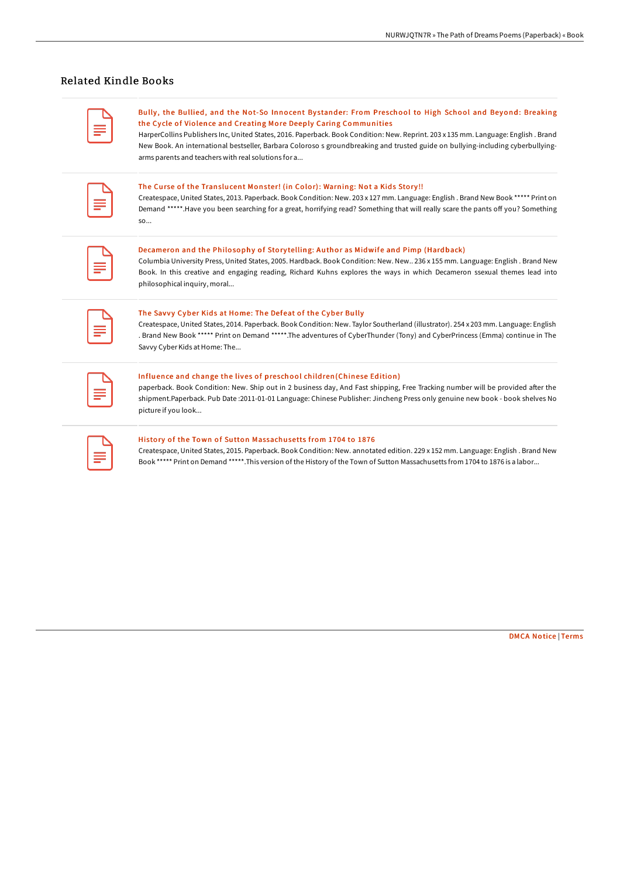## Related Kindle Books

### Bully, the Bullied, and the Not-So Innocent Bystander: From Preschool to High School and Beyond: Breaking the Cycle of Violence and Creating More Deeply Caring Communities

HarperCollins Publishers Inc, United States, 2016. Paperback. Book Condition: New. Reprint. 203 x 135 mm. Language: English . Brand New Book. An international bestseller, Barbara Coloroso s groundbreaking and trusted guide on bullying-including cyberbullying-arms parents and teachers with real solutions for a...

### The Curse of the Translucent Monster! (in Color): Warning: Not a Kids Story!!

Createspace, United States, 2013. Paperback. Book Condition: New. 203 x 127 mm. Language: English . Brand New Book ***** Print on Demand *****.Have you been searching for a great, horrifying read? Something that will really scare the pants off you? Something so...

### Decameron and the Philosophy of Storytelling: Author as Midwife and Pimp (Hardback)

Columbia University Press, United States, 2005. Hardback. Book Condition: New. New.. 236 x 155 mm. Language: English . Brand New Book. In this creative and engaging reading, Richard Kuhns explores the ways in which Decameron ssexual themes lead into philosophical inquiry, moral...

### The Savvy Cyber Kids at Home: The Defeat of the Cyber Bully

Createspace, United States, 2014. Paperback. Book Condition: New. Taylor Southerland (illustrator). 254 x 203 mm. Language: English . Brand New Book ***** Print on Demand *****.The adventures of CyberThunder (Tony) and CyberPrincess (Emma) continue in The Savvy Cyber Kids at Home: The...

### Influence and change the lives of preschool children(Chinese Edition)

paperback. Book Condition: New. Ship out in 2 business day, And Fast shipping, Free Tracking number will be provided after the shipment.Paperback. Pub Date :2011-01-01 Language: Chinese Publisher: Jincheng Press only genuine new book - book shelves No picture if you look...

### History of the Town of Sutton Massachusetts from 1704 to 1876

Createspace, United States, 2015. Paperback. Book Condition: New. annotated edition. 229 x 152 mm. Language: English . Brand New Book ***** Print on Demand *****.This version of the History of the Town of Sutton Massachusetts from 1704 to 1876 is a labor...

DMCA Notice | Terms